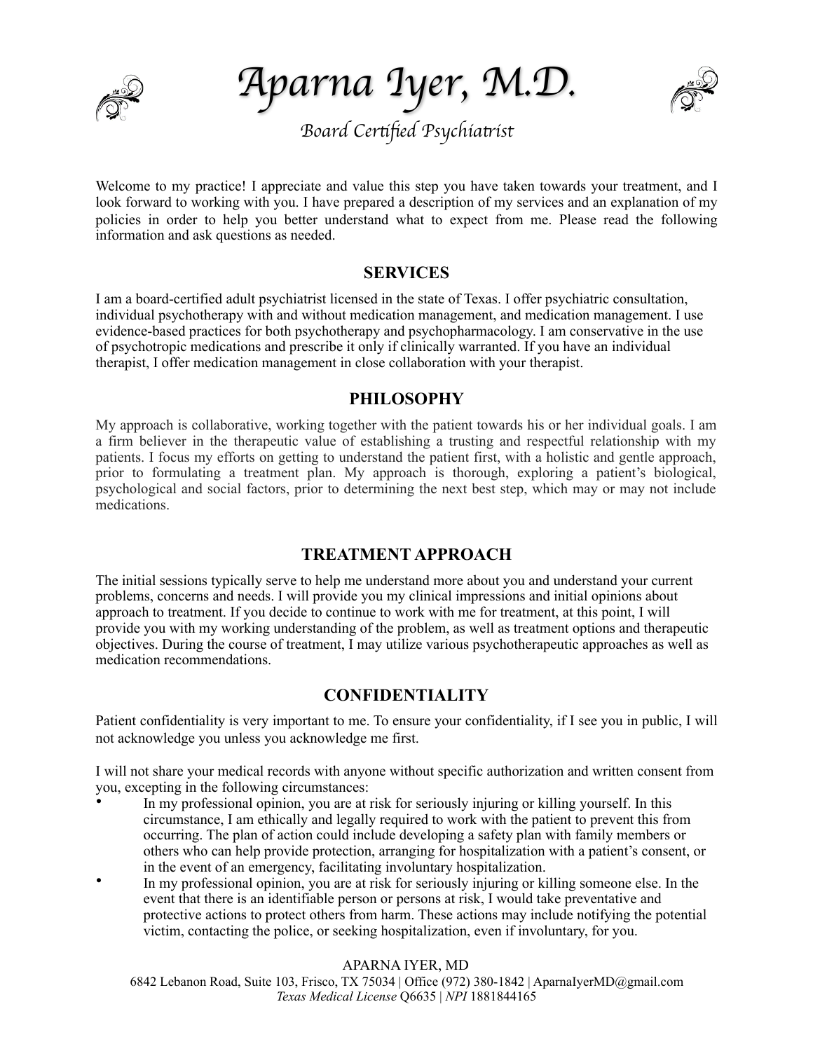# Aparna Iyer, M.D.

*Board Certified Psychiatrist*

Welcome to my practice! I appreciate and value this step you have taken towards your treatment, and I look forward to working with you. I have prepared a description of my services and an explanation of my policies in order to help you better understand what to expect from me. Please read the following information and ask questions as needed.

## SERVICES

I am a board-certified adult psychiatrist licensed in the state of Texas. I offer psychiatric consultation, individual psychotherapy with and without medication management, and medication management. I use evidence-based practices for both psychotherapy and psychopharmacology. I am conservative in the use of psychotropic medications and prescribe it only if clinically warranted. If you have an individual therapist, I offer medication management in close collaboration with your therapist.

## PHILOSOPHY

My approach is collaborative, working together with the patient towards his or her individual goals. I am a firm believer in the therapeutic value of establishing a trusting and respectful relationship with my patients. I focus my efforts on getting to understand the patient first, with a holistic and gentle approach, prior to formulating a treatment plan. My approach is thorough, exploring a patient's biological, psychological and social factors, prior to determining the next best step, which may or may not include medications.

## TREATMENT APPROACH

The initial sessions typically serve to help me understand more about you and understand your current problems, concerns and needs. I will provide you my clinical impressions and initial opinions about approach to treatment. If you decide to continue to work with me for treatment, at this point, I will provide you with my working understanding of the problem, as well as treatment options and therapeutic objectives. During the course of treatment, I may utilize various psychotherapeutic approaches as well as medication recommendations.

## CONFIDENTIALITY

Patient confidentiality is very important to me. To ensure your confidentiality, if I see you in public, I will not acknowledge you unless you acknowledge me first.

I will not share your medical records with anyone without specific authorization and written consent from you, excepting in the following circumstances:

- In my professional opinion, you are at risk for seriously injuring or killing yourself. In this circumstance, I am ethically and legally required to work with the patient to prevent this from occurring. The plan of action could include developing a safety plan with family members or others who can help provide protection, arranging for hospitalization with a patient's consent, or in the event of an emergency, facilitating involuntary hospitalization.
- In my professional opinion, you are at risk for seriously injuring or killing someone else. In the event that there is an identifiable person or persons at risk, I would take preventative and protective actions to protect others from harm. These actions may include notifying the potential victim, contacting the police, or seeking hospitalization, even if involuntary, for you.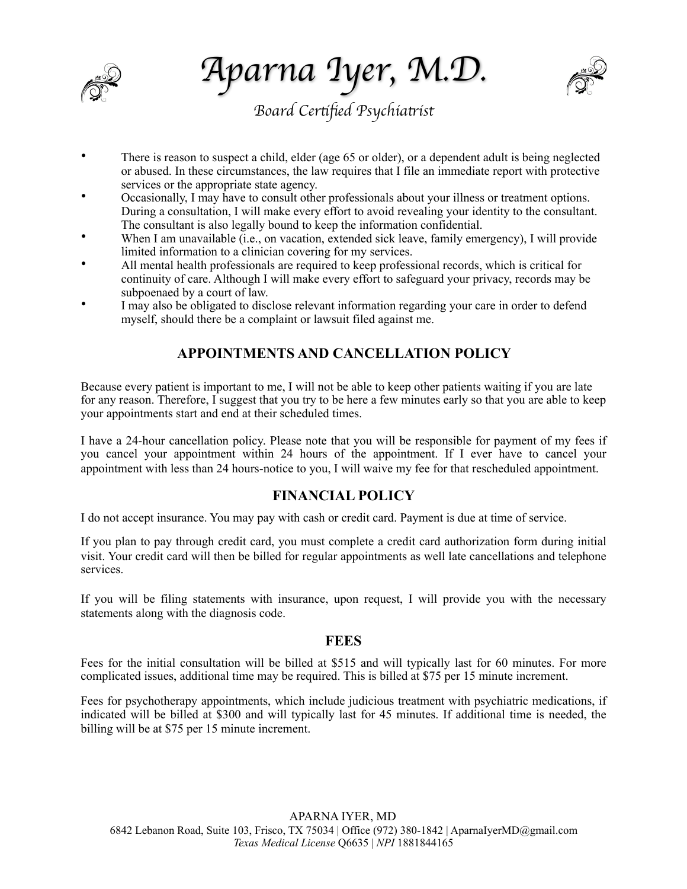- There is reason to suspect a child, elder (age 65 or older), or a dependent adult is being neglected or abused. In these circumstances, the law requires that I file an immediate report with protective services or the appropriate state agency.
- Occasionally, I may have to consult other professionals about your illness or treatment options. During a consultation, I will make every effort to avoid revealing your identity to the consultant. The consultant is also legally bound to keep the information confidential.
- When I am unavailable (i.e., on vacation, extended sick leave, family emergency), I will provide limited information to a clinician covering for my services.
- All mental health professionals are required to keep professional records, which is critical for continuity of care. Although I will make every effort to safeguard your privacy, records may be subpoenaed by a court of law.
- I may also be obligated to disclose relevant information regarding your care in order to defend myself, should there be a complaint or lawsuit filed against me.

## APPOINTMENTS AND CANCELLATION POLICY

Because every patient is important to me, I will not be able to keep other patients waiting if you are late for any reason. Therefore, I suggest that you try to be here a few minutes early so that you are able to keep your appointments start and end at their scheduled times.

I have a 24-hour cancellation policy. Please note that you will be responsible for payment of my fees if you cancel your appointment within 24 hours of the appointment. If I ever have to cancel your appointment with less than 24 hours-notice to you, I will waive my fee for that rescheduled appointment.

## FINANCIAL POLICY

I do not accept insurance. You may pay with cash or credit card. Payment is due at time of service.

If you plan to pay through credit card, you must complete a credit card authorization form during initial visit. Your credit card will then be billed for regular appointments as well late cancellations and telephone services.

If you will be filing statements with insurance, upon request, I will provide you with the necessary statements along with the diagnosis code.

## FEES

Fees for the initial consultation will be billed at $515 and will typically last for 60 minutes. For more complicated issues, additional time may be required. This is billed at $75 per 15 minute increment.

Fees for psychotherapy appointments, which include judicious treatment with psychiatric medications, if indicated will be billed at $300 and will typically last for 45 minutes. If additional time is needed, the billing will be at $75 per 15 minute increment.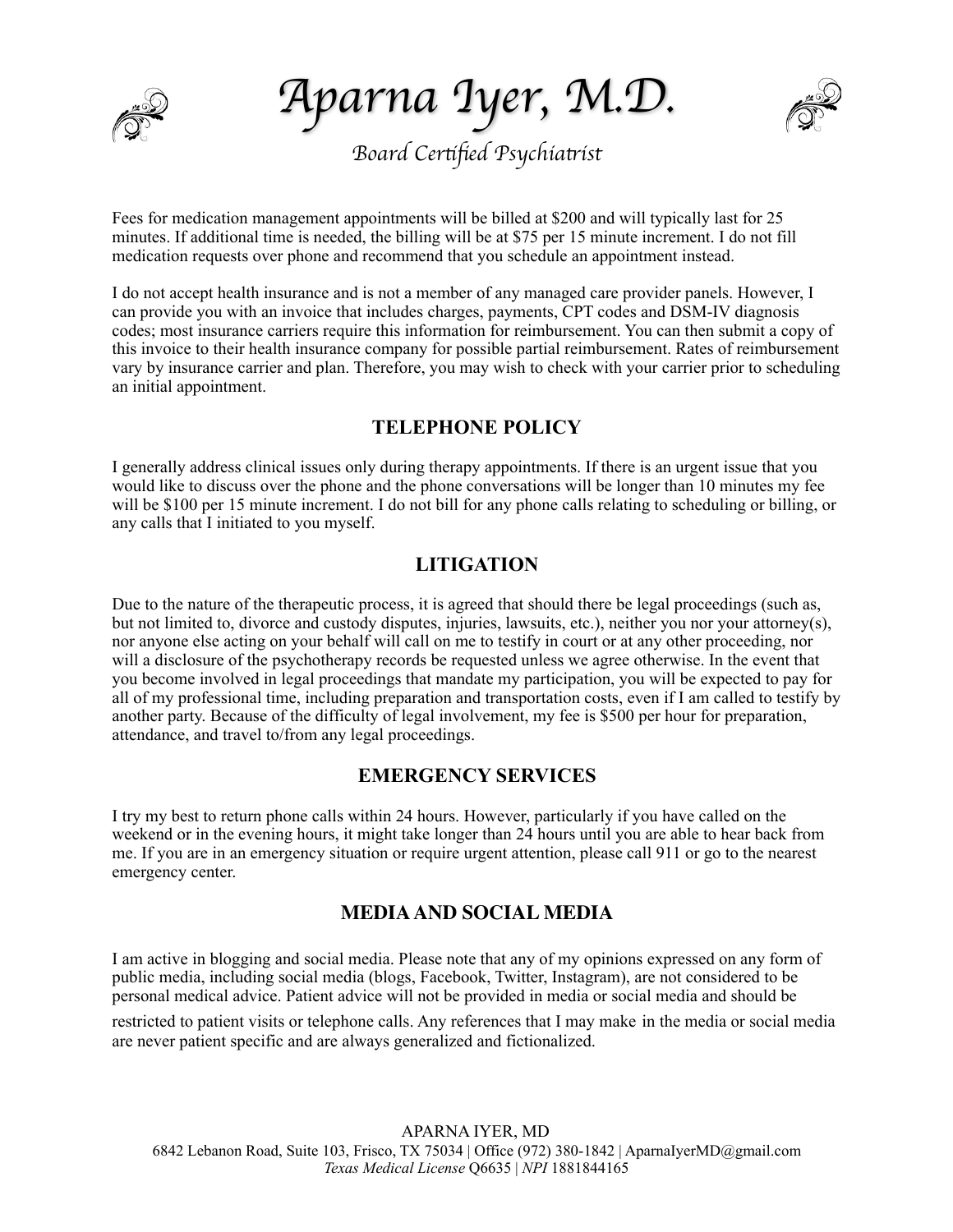Fees for medication management appointments will be billed at $200 and will typically last for 25 minutes. If additional time is needed, the billing will be at $75 per 15 minute increment. I do not fill medication requests over phone and recommend that you schedule an appointment instead.

I do not accept health insurance and is not a member of any managed care provider panels. However, I can provide you with an invoice that includes charges, payments, CPT codes and DSM-IV diagnosis codes; most insurance carriers require this information for reimbursement. You can then submit a copy of this invoice to their health insurance company for possible partial reimbursement. Rates of reimbursement vary by insurance carrier and plan. Therefore, you may wish to check with your carrier prior to scheduling an initial appointment.

## TELEPHONE POLICY

I generally address clinical issues only during therapy appointments. If there is an urgent issue that you would like to discuss over the phone and the phone conversations will be longer than 10 minutes my fee will be $100 per 15 minute increment. I do not bill for any phone calls relating to scheduling or billing, or any calls that I initiated to you myself.

## LITIGATION

Due to the nature of the therapeutic process, it is agreed that should there be legal proceedings (such as, but not limited to, divorce and custody disputes, injuries, lawsuits, etc.), neither you nor your attorney(s), nor anyone else acting on your behalf will call on me to testify in court or at any other proceeding, nor will a disclosure of the psychotherapy records be requested unless we agree otherwise. In the event that you become involved in legal proceedings that mandate my participation, you will be expected to pay for all of my professional time, including preparation and transportation costs, even if I am called to testify by another party. Because of the difficulty of legal involvement, my fee is $500 per hour for preparation, attendance, and travel to/from any legal proceedings.

## EMERGENCY SERVICES

I try my best to return phone calls within 24 hours. However, particularly if you have called on the weekend or in the evening hours, it might take longer than 24 hours until you are able to hear back from me. If you are in an emergency situation or require urgent attention, please call 911 or go to the nearest emergency center.

## MEDIA AND SOCIAL MEDIA

I am active in blogging and social media. Please note that any of my opinions expressed on any form of public media, including social media (blogs, Facebook, Twitter, Instagram), are not considered to be personal medical advice. Patient advice will not be provided in media or social media and should be restricted to patient visits or telephone calls. Any references that I may make in the media or social media are never patient specific and are always generalized and fictionalized.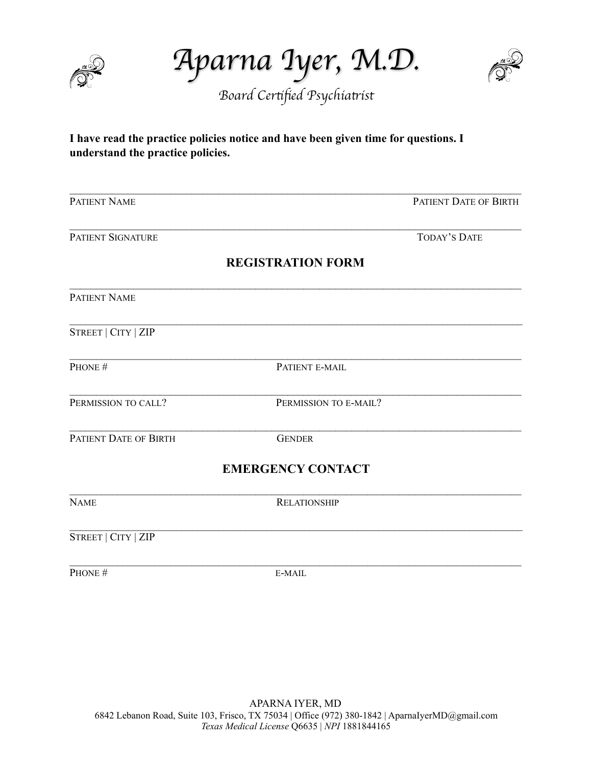# Aparna Iyer, M.D.

*Board Certified Psychiatrist*

**I have read the practice policies notice and have been given time for questions. I understand the practice policies.**

\_\_\_\_\_\_\_\_\_\_\_\_\_\_\_\_\_\_\_\_\_\_\_\_\_\_\_\_\_\_\_\_\_\_\_\_\_\_\_\_\_\_\_\_\_\_\_\_\_\_\_\_\_\_\_\_\_\_\_\_\_\_\_\_\_\_\_\_\_\_\_\_

PATIENT NAME PATIENT DATE OF BIRTH

\_\_\_\_\_\_\_\_\_\_\_\_\_\_\_\_\_\_\_\_\_\_\_\_\_\_\_\_\_\_\_\_\_\_\_\_\_\_\_\_\_\_\_\_\_\_\_\_\_\_\_\_\_\_\_\_\_\_\_\_\_\_\_\_\_\_\_\_\_\_\_\_

PATIENT SIGNATURE TODAY'S DATE

## REGISTRATION FORM

\_\_\_\_\_\_\_\_\_\_\_\_\_\_\_\_\_\_\_\_\_\_\_\_\_\_\_\_\_\_\_\_\_\_\_\_\_\_\_\_\_\_\_\_\_\_\_\_\_\_\_\_\_\_\_\_\_\_\_\_\_\_\_\_\_\_\_\_\_\_\_\_

PATIENT NAME

\_\_\_\_\_\_\_\_\_\_\_\_\_\_\_\_\_\_\_\_\_\_\_\_\_\_\_\_\_\_\_\_\_\_\_\_\_\_\_\_\_\_\_\_\_\_\_\_\_\_\_\_\_\_\_\_\_\_\_\_\_\_\_\_\_\_\_\_\_\_\_\_

STREET | CITY | ZIP

\_\_\_\_\_\_\_\_\_\_\_\_\_\_\_\_\_\_\_\_\_\_\_\_\_\_\_\_\_\_\_\_\_\_\_\_\_\_\_\_\_\_\_\_\_\_\_\_\_\_\_\_\_\_\_\_\_\_\_\_\_\_\_\_\_\_\_\_\_\_\_\_

PHONE # PATIENT E-MAIL

\_\_\_\_\_\_\_\_\_\_\_\_\_\_\_\_\_\_\_\_\_\_\_\_\_\_\_\_\_\_\_\_\_\_\_\_\_\_\_\_\_\_\_\_\_\_\_\_\_\_\_\_\_\_\_\_\_\_\_\_\_\_\_\_\_\_\_\_\_\_\_\_

PERMISSION TO CALL? PERMISSION TO E-MAIL?

\_\_\_\_\_\_\_\_\_\_\_\_\_\_\_\_\_\_\_\_\_\_\_\_\_\_\_\_\_\_\_\_\_\_\_\_\_\_\_\_\_\_\_\_\_\_\_\_\_\_\_\_\_\_\_\_\_\_\_\_\_\_\_\_\_\_\_\_\_\_\_\_

PATIENT DATE OF BIRTH GENDER

## EMERGENCY CONTACT

\_\_\_\_\_\_\_\_\_\_\_\_\_\_\_\_\_\_\_\_\_\_\_\_\_\_\_\_\_\_\_\_\_\_\_\_\_\_\_\_\_\_\_\_\_\_\_\_\_\_\_\_\_\_\_\_\_\_\_\_\_\_\_\_\_\_\_\_\_\_\_\_

NAME RELATIONSHIP

\_\_\_\_\_\_\_\_\_\_\_\_\_\_\_\_\_\_\_\_\_\_\_\_\_\_\_\_\_\_\_\_\_\_\_\_\_\_\_\_\_\_\_\_\_\_\_\_\_\_\_\_\_\_\_\_\_\_\_\_\_\_\_\_\_\_\_\_\_\_\_\_

STREET | CITY | ZIP

\_\_\_\_\_\_\_\_\_\_\_\_\_\_\_\_\_\_\_\_\_\_\_\_\_\_\_\_\_\_\_\_\_\_\_\_\_\_\_\_\_\_\_\_\_\_\_\_\_\_\_\_\_\_\_\_\_\_\_\_\_\_\_\_\_\_\_\_\_\_\_\_

PHONE # E-MAIL

APARNA IYER, MD
6842 Lebanon Road, Suite 103, Frisco, TX 75034 | Office (972) 380-1842 | AparnaIyerMD@gmail.com
*Texas Medical License* Q6635 | *NPI* 1881844165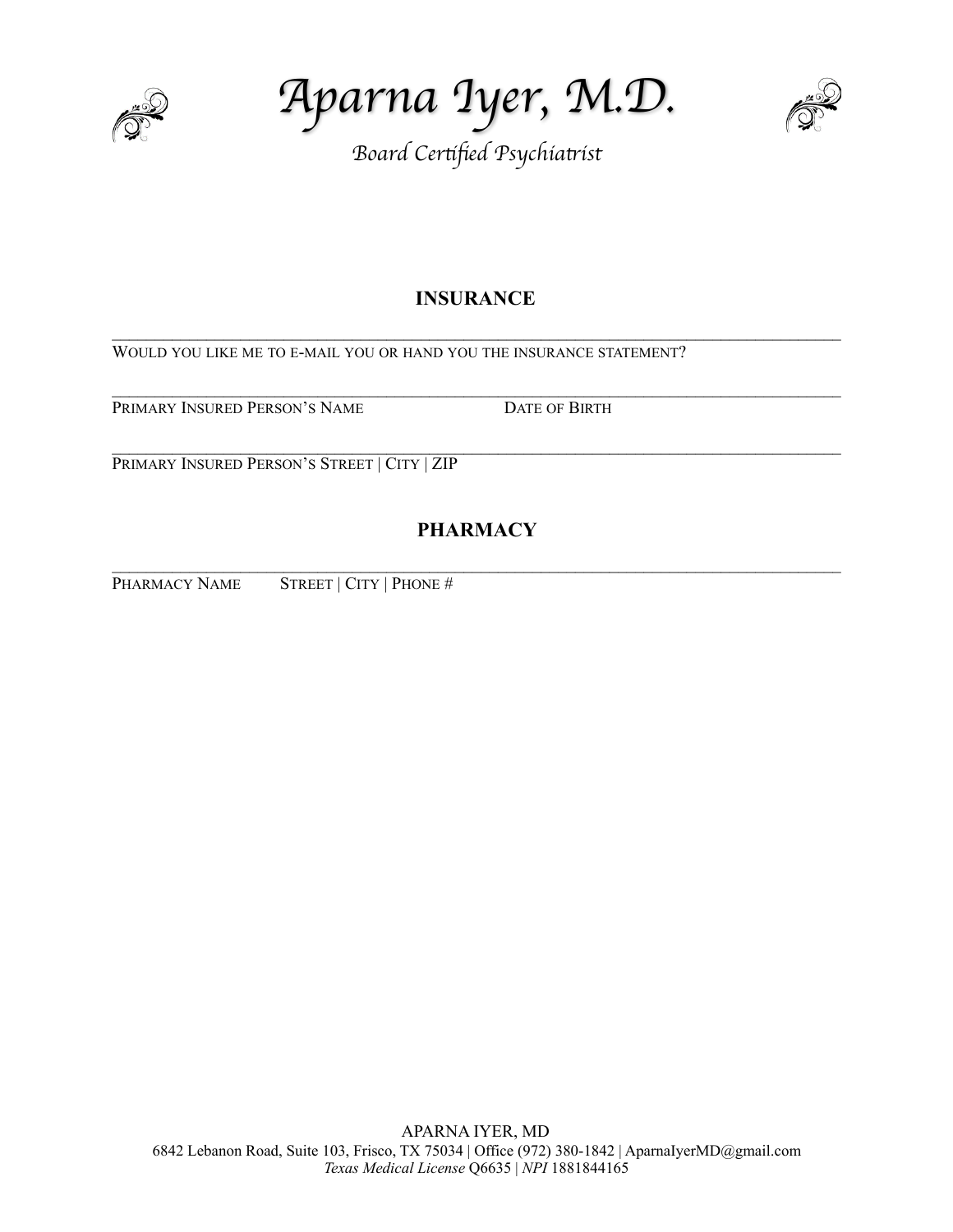# Aparna Iyer, M.D.

*Board Certified Psychiatrist*

## INSURANCE

\_\_\_\_\_\_\_\_\_\_\_\_\_\_\_\_\_\_\_\_\_\_\_\_\_\_\_\_\_\_\_\_\_\_\_\_\_\_\_\_\_\_\_\_\_\_\_\_\_\_\_\_\_\_\_\_\_\_\_\_\_\_\_\_\_\_\_\_\_\_\_\_\_\_\_\_

WOULD YOU LIKE ME TO E-MAIL YOU OR HAND YOU THE INSURANCE STATEMENT?

\_\_\_\_\_\_\_\_\_\_\_\_\_\_\_\_\_\_\_\_\_\_\_\_\_\_\_\_\_\_\_\_\_\_\_\_\_\_\_\_\_\_\_\_\_\_\_\_\_\_\_\_\_\_\_\_\_\_\_\_\_\_\_\_\_\_\_\_\_\_\_\_\_\_\_\_

PRIMARY INSURED PERSON'S NAME DATE OF BIRTH

\_\_\_\_\_\_\_\_\_\_\_\_\_\_\_\_\_\_\_\_\_\_\_\_\_\_\_\_\_\_\_\_\_\_\_\_\_\_\_\_\_\_\_\_\_\_\_\_\_\_\_\_\_\_\_\_\_\_\_\_\_\_\_\_\_\_\_\_\_\_\_\_\_\_\_\_

PRIMARY INSURED PERSON'S STREET | CITY | ZIP

## PHARMACY

\_\_\_\_\_\_\_\_\_\_\_\_\_\_\_\_\_\_\_\_\_\_\_\_\_\_\_\_\_\_\_\_\_\_\_\_\_\_\_\_\_\_\_\_\_\_\_\_\_\_\_\_\_\_\_\_\_\_\_\_\_\_\_\_\_\_\_\_\_\_\_\_\_\_\_\_

PHARMACY NAME STREET | CITY | PHONE #

APARNA IYER, MD
6842 Lebanon Road, Suite 103, Frisco, TX 75034 | Office (972) 380-1842 | AparnaIyerMD@gmail.com
*Texas Medical License* Q6635 | *NPI* 1881844165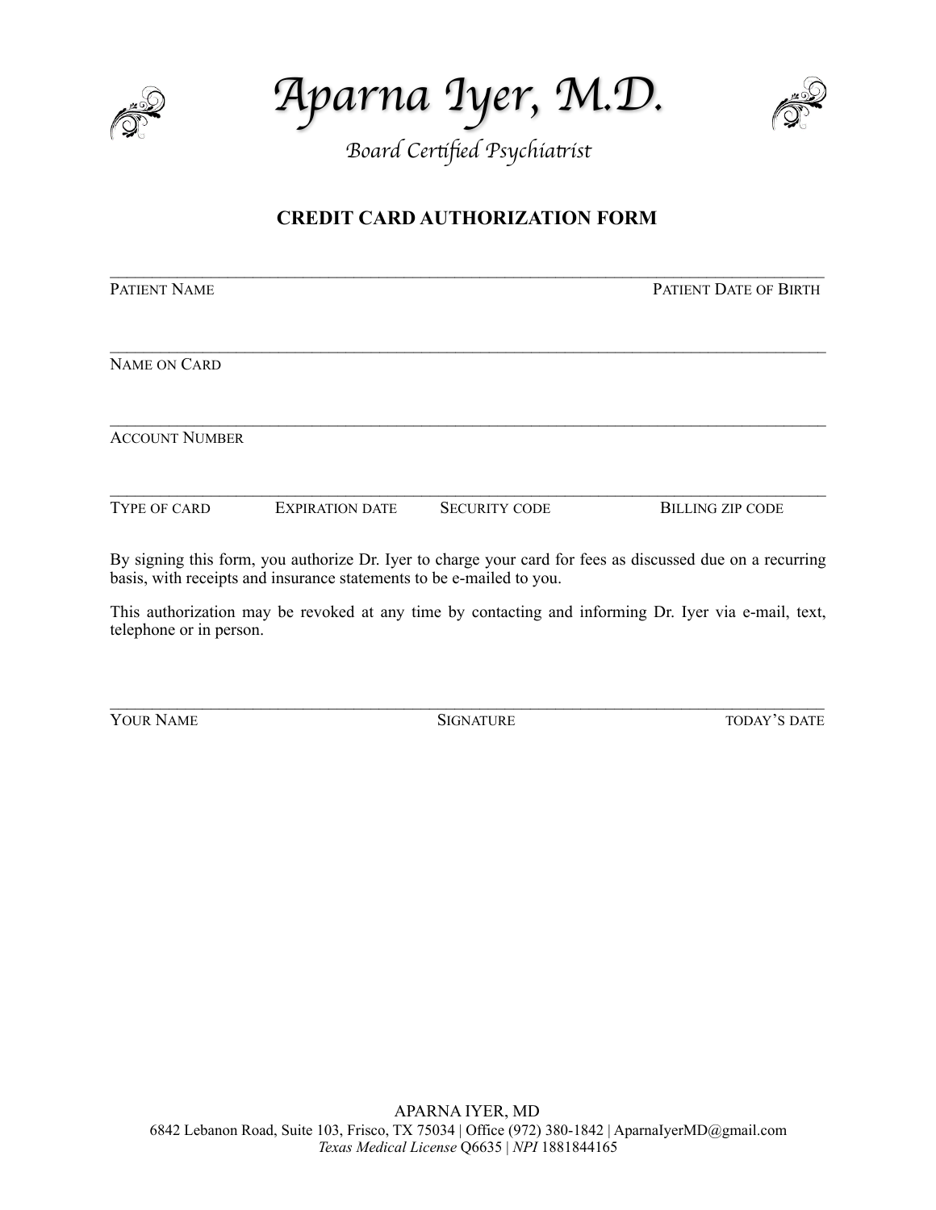# Aparna Iyer, M.D.

*Board Certified Psychiatrist*

## CREDIT CARD AUTHORIZATION FORM

______________________________________________________________________________

PATIENT NAME PATIENT DATE OF BIRTH

______________________________________________________________________________

NAME ON CARD

______________________________________________________________________________

ACCOUNT NUMBER

______________________________________________________________________________

TYPE OF CARD EXPIRATION DATE SECURITY CODE BILLING ZIP CODE

By signing this form, you authorize Dr. Iyer to charge your card for fees as discussed due on a recurring basis, with receipts and insurance statements to be e-mailed to you.

This authorization may be revoked at any time by contacting and informing Dr. Iyer via e-mail, text, telephone or in person.

______________________________________________________________________________

YOUR NAME SIGNATURE TODAY'S DATE

APARNA IYER, MD
6842 Lebanon Road, Suite 103, Frisco, TX 75034 | Office (972) 380-1842 | AparnaIyerMD@gmail.com
*Texas Medical License* Q6635 | *NPI* 1881844165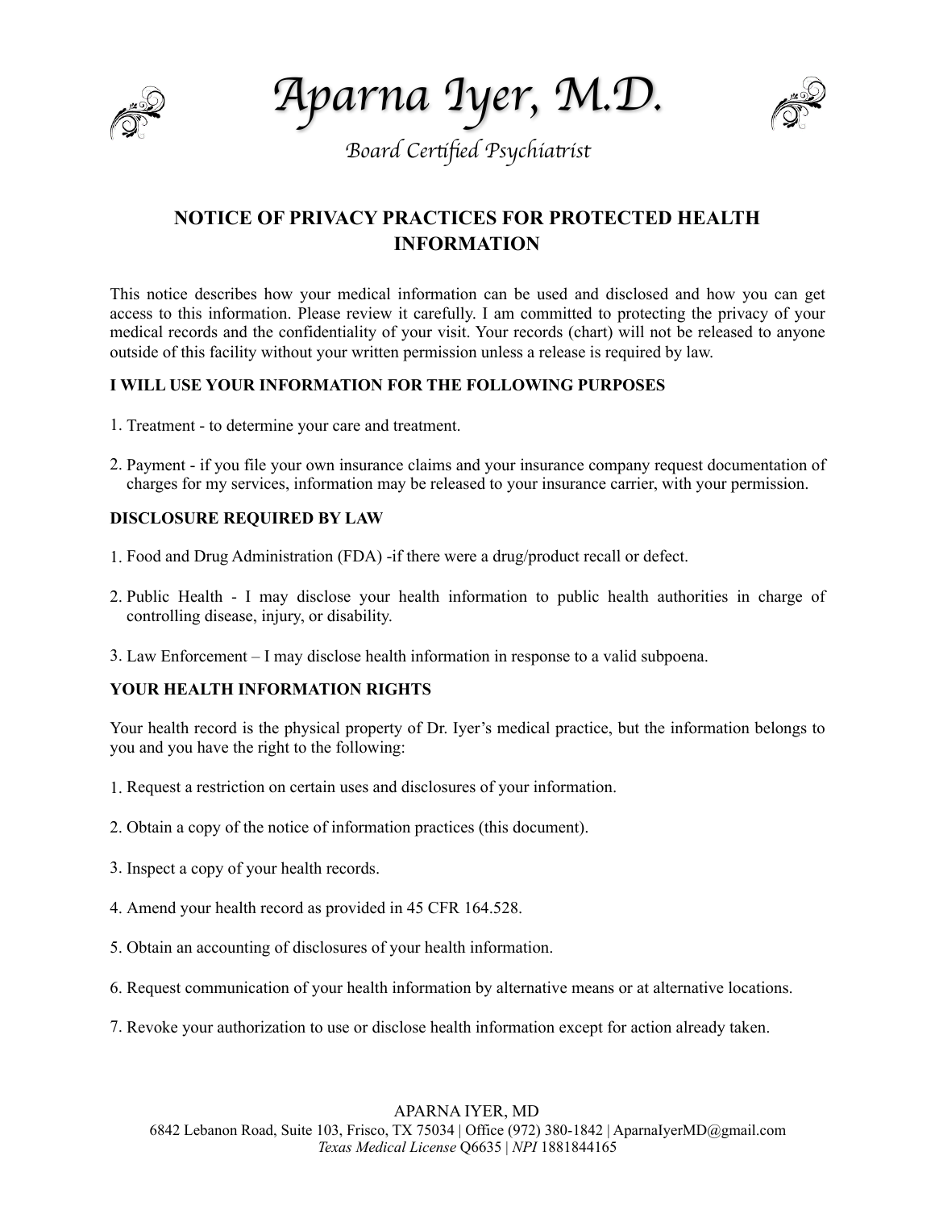# Aparna Iyer, M.D.

*Board Certified Psychiatrist*

## NOTICE OF PRIVACY PRACTICES FOR PROTECTED HEALTH INFORMATION

This notice describes how your medical information can be used and disclosed and how you can get access to this information. Please review it carefully. I am committed to protecting the privacy of your medical records and the confidentiality of your visit. Your records (chart) will not be released to anyone outside of this facility without your written permission unless a release is required by law.

### I WILL USE YOUR INFORMATION FOR THE FOLLOWING PURPOSES

1. Treatment - to determine your care and treatment.
2. Payment - if you file your own insurance claims and your insurance company request documentation of charges for my services, information may be released to your insurance carrier, with your permission.

### DISCLOSURE REQUIRED BY LAW

1. Food and Drug Administration (FDA) -if there were a drug/product recall or defect.
2. Public Health - I may disclose your health information to public health authorities in charge of controlling disease, injury, or disability.
3. Law Enforcement – I may disclose health information in response to a valid subpoena.

### YOUR HEALTH INFORMATION RIGHTS

Your health record is the physical property of Dr. Iyer's medical practice, but the information belongs to you and you have the right to the following:

1. Request a restriction on certain uses and disclosures of your information.
2. Obtain a copy of the notice of information practices (this document).
3. Inspect a copy of your health records.
4. Amend your health record as provided in 45 CFR 164.528.
5. Obtain an accounting of disclosures of your health information.
6. Request communication of your health information by alternative means or at alternative locations.
7. Revoke your authorization to use or disclose health information except for action already taken.

APARNA IYER, MD
6842 Lebanon Road, Suite 103, Frisco, TX 75034 | Office (972) 380-1842 | AparnaIyerMD@gmail.com
*Texas Medical License* Q6635 | *NPI* 1881844165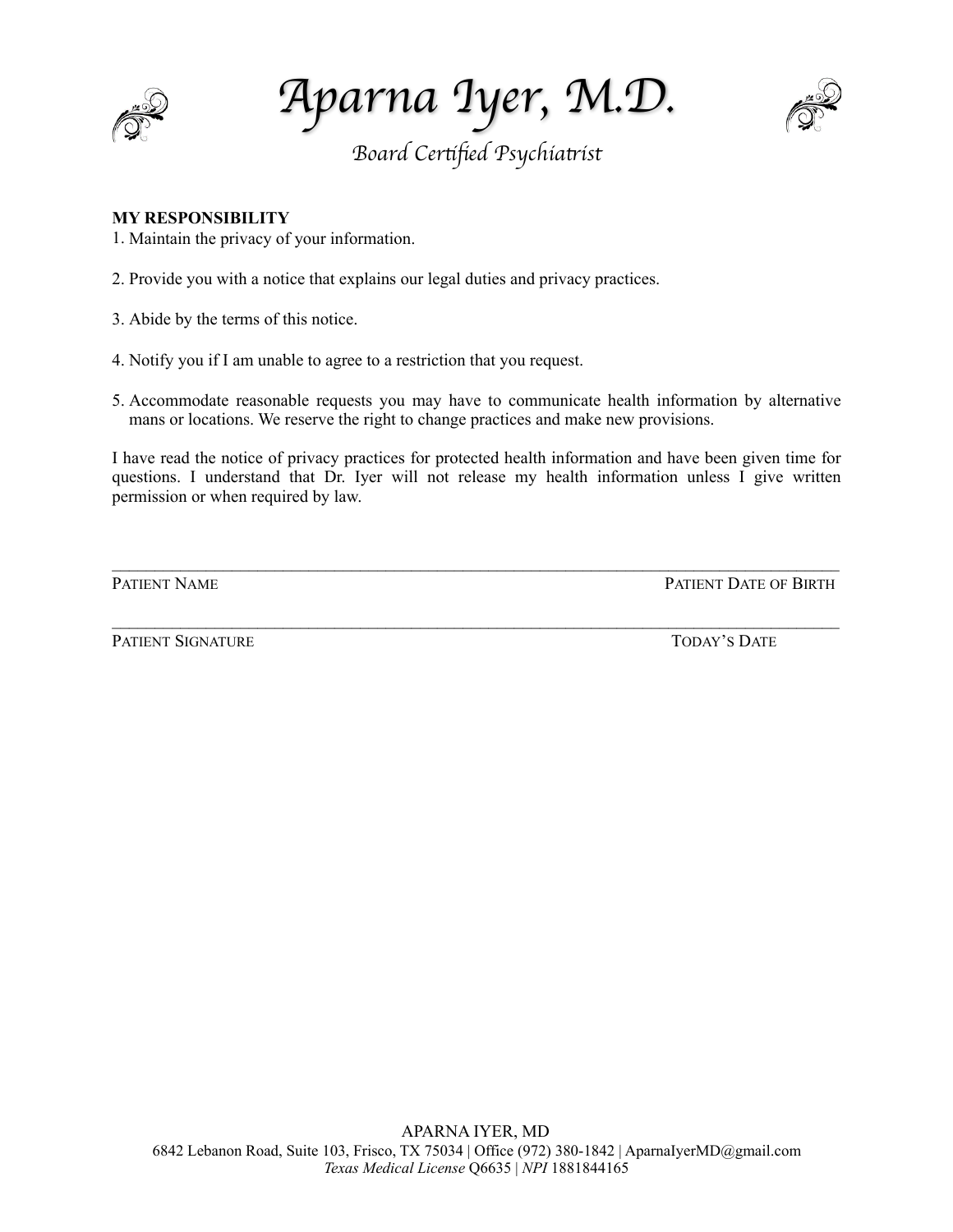# Aparna Iyer, M.D.

*Board Certified Psychiatrist*

**MY RESPONSIBILITY**

1. Maintain the privacy of your information.

2. Provide you with a notice that explains our legal duties and privacy practices.

3. Abide by the terms of this notice.

4. Notify you if I am unable to agree to a restriction that you request.

5. Accommodate reasonable requests you may have to communicate health information by alternative mans or locations. We reserve the right to change practices and make new provisions.

I have read the notice of privacy practices for protected health information and have been given time for questions. I understand that Dr. Iyer will not release my health information unless I give written permission or when required by law.

\_\_\_\_\_\_\_\_\_\_\_\_\_\_\_\_\_\_\_\_\_\_\_\_\_\_\_\_\_\_\_\_\_\_\_\_\_\_\_\_\_\_\_\_\_\_\_\_\_\_\_\_\_\_\_\_\_\_\_\_\_\_\_\_\_\_\_\_\_\_\_\_

PATIENT NAME PATIENT DATE OF BIRTH

\_\_\_\_\_\_\_\_\_\_\_\_\_\_\_\_\_\_\_\_\_\_\_\_\_\_\_\_\_\_\_\_\_\_\_\_\_\_\_\_\_\_\_\_\_\_\_\_\_\_\_\_\_\_\_\_\_\_\_\_\_\_\_\_\_\_\_\_\_\_\_\_

PATIENT SIGNATURE TODAY'S DATE

APARNA IYER, MD
6842 Lebanon Road, Suite 103, Frisco, TX 75034 | Office (972) 380-1842 | AparnaIyerMD@gmail.com
*Texas Medical License* Q6635 | *NPI* 1881844165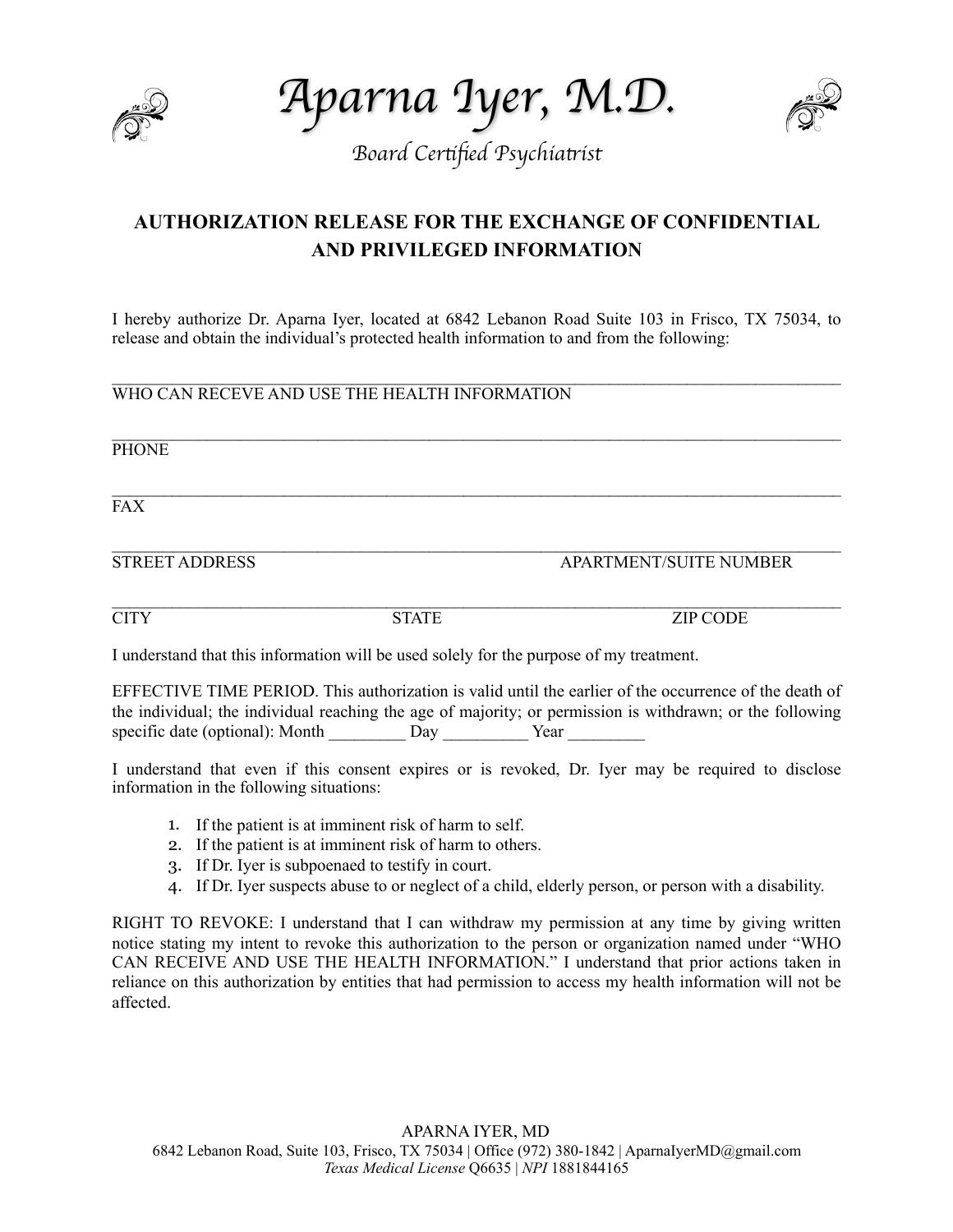# Aparna Iyer, M.D.

*Board Certified Psychiatrist*

## AUTHORIZATION RELEASE FOR THE EXCHANGE OF CONFIDENTIAL AND PRIVILEGED INFORMATION

I hereby authorize Dr. Aparna Iyer, located at 6842 Lebanon Road Suite 103 in Frisco, TX 75034, to release and obtain the individual's protected health information to and from the following:

\_\_\_\_\_\_\_\_\_\_\_\_\_\_\_\_\_\_\_\_\_\_\_\_\_\_\_\_\_\_\_\_\_\_\_\_\_\_\_\_\_\_\_\_\_\_\_\_\_\_\_\_\_\_\_\_\_\_\_\_\_\_\_\_\_\_\_\_\_\_\_\_\_\_\_\_\_\_
WHO CAN RECEVE AND USE THE HEALTH INFORMATION

\_\_\_\_\_\_\_\_\_\_\_\_\_\_\_\_\_\_\_\_\_\_\_\_\_\_\_\_\_\_\_\_\_\_\_\_\_\_\_\_\_\_\_\_\_\_\_\_\_\_\_\_\_\_\_\_\_\_\_\_\_\_\_\_\_\_\_\_\_\_\_\_\_\_\_\_\_\_
PHONE

\_\_\_\_\_\_\_\_\_\_\_\_\_\_\_\_\_\_\_\_\_\_\_\_\_\_\_\_\_\_\_\_\_\_\_\_\_\_\_\_\_\_\_\_\_\_\_\_\_\_\_\_\_\_\_\_\_\_\_\_\_\_\_\_\_\_\_\_\_\_\_\_\_\_\_\_\_\_
FAX

\_\_\_\_\_\_\_\_\_\_\_\_\_\_\_\_\_\_\_\_\_\_\_\_\_\_\_\_\_\_\_\_\_\_\_\_\_\_\_\_\_\_\_\_\_\_\_\_\_\_\_\_\_\_\_\_\_\_\_\_\_\_\_\_\_\_\_\_\_\_\_\_\_\_\_\_\_\_
STREET ADDRESS APARTMENT/SUITE NUMBER

\_\_\_\_\_\_\_\_\_\_\_\_\_\_\_\_\_\_\_\_\_\_\_\_\_\_\_\_\_\_\_\_\_\_\_\_\_\_\_\_\_\_\_\_\_\_\_\_\_\_\_\_\_\_\_\_\_\_\_\_\_\_\_\_\_\_\_\_\_\_\_\_\_\_\_\_\_\_
CITY STATE ZIP CODE

I understand that this information will be used solely for the purpose of my treatment.

EFFECTIVE TIME PERIOD. This authorization is valid until the earlier of the occurrence of the death of the individual; the individual reaching the age of majority; or permission is withdrawn; or the following specific date (optional): Month \_\_\_\_\_\_\_\_\_ Day \_\_\_\_\_\_\_\_\_\_ Year \_\_\_\_\_\_\_\_\_

I understand that even if this consent expires or is revoked, Dr. Iyer may be required to disclose information in the following situations:

1. If the patient is at imminent risk of harm to self.
2. If the patient is at imminent risk of harm to others.
3. If Dr. Iyer is subpoenaed to testify in court.
4. If Dr. Iyer suspects abuse to or neglect of a child, elderly person, or person with a disability.

RIGHT TO REVOKE: I understand that I can withdraw my permission at any time by giving written notice stating my intent to revoke this authorization to the person or organization named under "WHO CAN RECEIVE AND USE THE HEALTH INFORMATION." I understand that prior actions taken in reliance on this authorization by entities that had permission to access my health information will not be affected.

APARNA IYER, MD
6842 Lebanon Road, Suite 103, Frisco, TX 75034 | Office (972) 380-1842 | AparnaIyerMD@gmail.com
*Texas Medical License* Q6635 | *NPI* 1881844165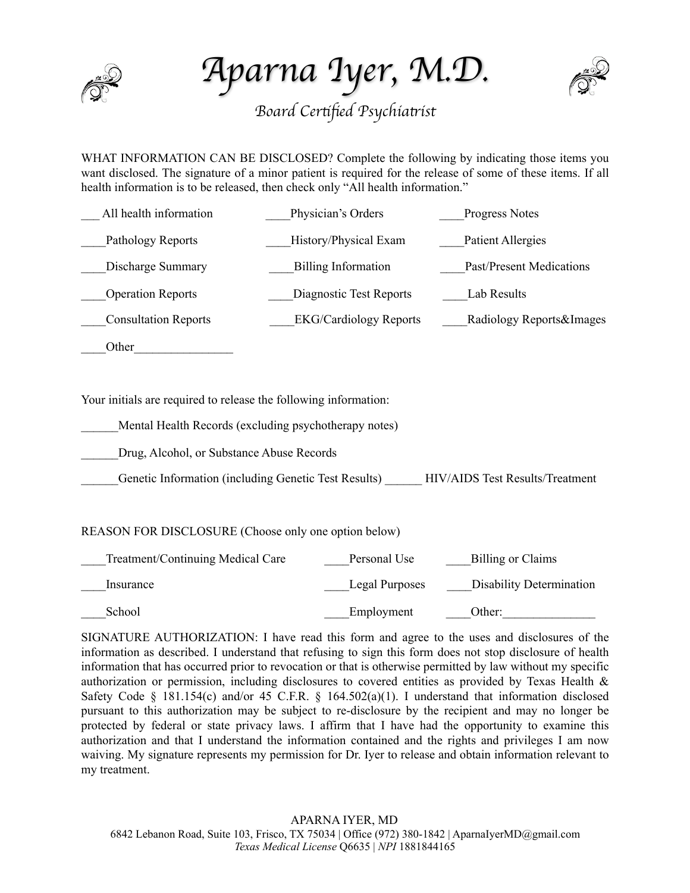# Aparna Iyer, M.D.

*Board Certified Psychiatrist*

WHAT INFORMATION CAN BE DISCLOSED? Complete the following by indicating those items you want disclosed. The signature of a minor patient is required for the release of some of these items. If all health information is to be released, then check only "All health information."

___ All health information ____Physician's Orders ____Progress Notes

____Pathology Reports ____History/Physical Exam ____Patient Allergies

____Discharge Summary ____Billing Information ____Past/Present Medications

____Operation Reports ____Diagnostic Test Reports ____Lab Results

____Consultation Reports ____EKG/Cardiology Reports ____Radiology Reports&Images

____Other________________

Your initials are required to release the following information:

______Mental Health Records (excluding psychotherapy notes)

______Drug, Alcohol, or Substance Abuse Records

______Genetic Information (including Genetic Test Results) ______ HIV/AIDS Test Results/Treatment

REASON FOR DISCLOSURE (Choose only one option below)

____Treatment/Continuing Medical Care ____Personal Use ____Billing or Claims

____Insurance ____Legal Purposes ____Disability Determination

____School ____Employment ____Other:_______________

SIGNATURE AUTHORIZATION: I have read this form and agree to the uses and disclosures of the information as described. I understand that refusing to sign this form does not stop disclosure of health information that has occurred prior to revocation or that is otherwise permitted by law without my specific authorization or permission, including disclosures to covered entities as provided by Texas Health & Safety Code § 181.154(c) and/or 45 C.F.R. § 164.502(a)(1). I understand that information disclosed pursuant to this authorization may be subject to re-disclosure by the recipient and may no longer be protected by federal or state privacy laws. I affirm that I have had the opportunity to examine this authorization and that I understand the information contained and the rights and privileges I am now waiving. My signature represents my permission for Dr. Iyer to release and obtain information relevant to my treatment.

APARNA IYER, MD
6842 Lebanon Road, Suite 103, Frisco, TX 75034 | Office (972) 380-1842 | AparnaIyerMD@gmail.com
*Texas Medical License* Q6635 | *NPI* 1881844165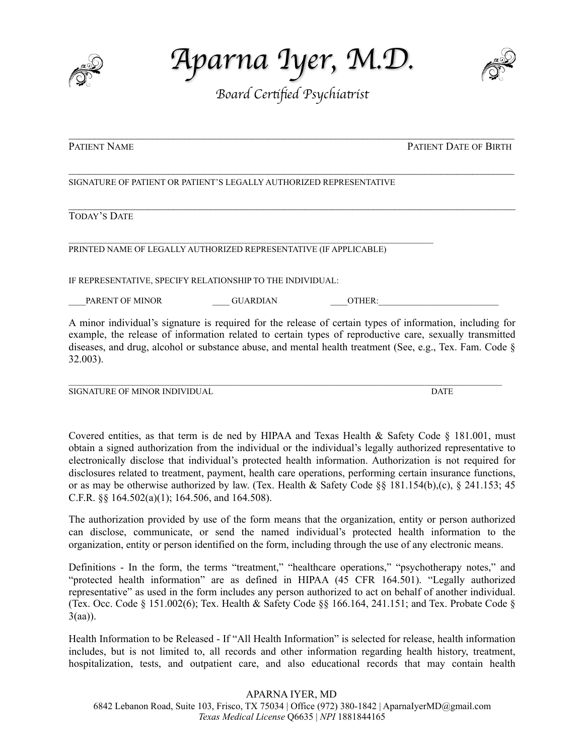# Aparna Iyer, M.D.

*Board Certified Psychiatrist*

\_\_\_\_\_\_\_\_\_\_\_\_\_\_\_\_\_\_\_\_\_\_\_\_\_\_\_\_\_\_\_\_\_\_\_\_\_\_\_\_\_\_\_\_\_\_\_\_\_\_\_\_\_\_\_\_\_\_\_\_\_\_\_\_\_\_\_\_\_\_\_\_\_\_\_\_\_\_

PATIENT NAME                                                                                                    PATIENT DATE OF BIRTH

\_\_\_\_\_\_\_\_\_\_\_\_\_\_\_\_\_\_\_\_\_\_\_\_\_\_\_\_\_\_\_\_\_\_\_\_\_\_\_\_\_\_\_\_\_\_\_\_\_\_\_\_\_\_\_\_\_\_\_\_\_\_\_\_\_\_\_\_\_\_\_\_\_\_\_\_\_\_

SIGNATURE OF PATIENT OR PATIENT'S LEGALLY AUTHORIZED REPRESENTATIVE

\_\_\_\_\_\_\_\_\_\_\_\_\_\_\_\_\_\_\_\_\_\_\_\_\_\_\_\_\_\_\_\_\_\_\_\_\_\_\_\_\_\_\_\_\_\_\_\_\_\_\_\_\_\_\_\_\_\_\_\_\_\_\_\_\_\_\_\_\_\_\_\_\_\_\_\_\_\_

TODAY'S DATE

\_\_\_\_\_\_\_\_\_\_\_\_\_\_\_\_\_\_\_\_\_\_\_\_\_\_\_\_\_\_\_\_\_\_\_\_\_\_\_\_\_\_\_\_\_\_\_\_\_\_\_\_\_\_\_\_\_\_\_\_\_\_\_\_

PRINTED NAME OF LEGALLY AUTHORIZED REPRESENTATIVE (IF APPLICABLE)

IF REPRESENTATIVE, SPECIFY RELATIONSHIP TO THE INDIVIDUAL:

\_\_\_\_PARENT OF MINOR          \_\_\_\_ GUARDIAN          \_\_\_\_OTHER:\_\_\_\_\_\_\_\_\_\_\_\_\_\_\_\_\_\_\_\_\_\_\_\_\_\_

A minor individual's signature is required for the release of certain types of information, including for example, the release of information related to certain types of reproductive care, sexually transmitted diseases, and drug, alcohol or substance abuse, and mental health treatment (See, e.g., Tex. Fam. Code § 32.003).

\_\_\_\_\_\_\_\_\_\_\_\_\_\_\_\_\_\_\_\_\_\_\_\_\_\_\_\_\_\_\_\_\_\_\_\_\_\_\_\_\_\_\_\_\_\_\_\_\_\_\_\_\_\_\_\_\_\_\_\_\_\_\_\_\_\_\_\_\_\_\_\_\_\_\_\_

SIGNATURE OF MINOR INDIVIDUAL                                                                                    DATE

Covered entities, as that term is de ned by HIPAA and Texas Health & Safety Code § 181.001, must obtain a signed authorization from the individual or the individual's legally authorized representative to electronically disclose that individual's protected health information. Authorization is not required for disclosures related to treatment, payment, health care operations, performing certain insurance functions, or as may be otherwise authorized by law. (Tex. Health & Safety Code §§ 181.154(b),(c), § 241.153; 45 C.F.R. §§ 164.502(a)(1); 164.506, and 164.508).

The authorization provided by use of the form means that the organization, entity or person authorized can disclose, communicate, or send the named individual's protected health information to the organization, entity or person identified on the form, including through the use of any electronic means.

Definitions - In the form, the terms "treatment," "healthcare operations," "psychotherapy notes," and "protected health information" are as defined in HIPAA (45 CFR 164.501). "Legally authorized representative" as used in the form includes any person authorized to act on behalf of another individual. (Tex. Occ. Code § 151.002(6); Tex. Health & Safety Code §§ 166.164, 241.151; and Tex. Probate Code § 3(aa)).

Health Information to be Released - If "All Health Information" is selected for release, health information includes, but is not limited to, all records and other information regarding health history, treatment, hospitalization, tests, and outpatient care, and also educational records that may contain health

APARNA IYER, MD
6842 Lebanon Road, Suite 103, Frisco, TX 75034 | Office (972) 380-1842 | AparnaIyerMD@gmail.com
*Texas Medical License* Q6635 | *NPI* 1881844165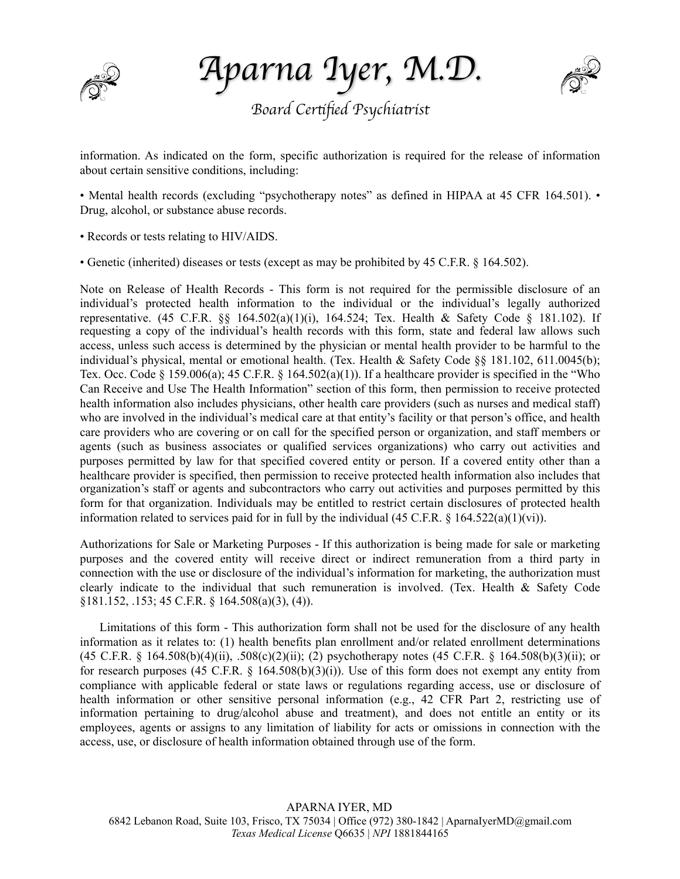information. As indicated on the form, specific authorization is required for the release of information about certain sensitive conditions, including:

• Mental health records (excluding "psychotherapy notes" as defined in HIPAA at 45 CFR 164.501). • Drug, alcohol, or substance abuse records.

• Records or tests relating to HIV/AIDS.

• Genetic (inherited) diseases or tests (except as may be prohibited by 45 C.F.R. § 164.502).

Note on Release of Health Records - This form is not required for the permissible disclosure of an individual's protected health information to the individual or the individual's legally authorized representative. (45 C.F.R. §§ 164.502(a)(1)(i), 164.524; Tex. Health & Safety Code § 181.102). If requesting a copy of the individual's health records with this form, state and federal law allows such access, unless such access is determined by the physician or mental health provider to be harmful to the individual's physical, mental or emotional health. (Tex. Health & Safety Code §§ 181.102, 611.0045(b); Tex. Occ. Code § 159.006(a); 45 C.F.R. § 164.502(a)(1)). If a healthcare provider is specified in the "Who Can Receive and Use The Health Information" section of this form, then permission to receive protected health information also includes physicians, other health care providers (such as nurses and medical staff) who are involved in the individual's medical care at that entity's facility or that person's office, and health care providers who are covering or on call for the specified person or organization, and staff members or agents (such as business associates or qualified services organizations) who carry out activities and purposes permitted by law for that specified covered entity or person. If a covered entity other than a healthcare provider is specified, then permission to receive protected health information also includes that organization's staff or agents and subcontractors who carry out activities and purposes permitted by this form for that organization. Individuals may be entitled to restrict certain disclosures of protected health information related to services paid for in full by the individual (45 C.F.R. § 164.522(a)(1)(vi)).

Authorizations for Sale or Marketing Purposes - If this authorization is being made for sale or marketing purposes and the covered entity will receive direct or indirect remuneration from a third party in connection with the use or disclosure of the individual's information for marketing, the authorization must clearly indicate to the individual that such remuneration is involved. (Tex. Health & Safety Code §181.152, .153; 45 C.F.R. § 164.508(a)(3), (4)).

Limitations of this form - This authorization form shall not be used for the disclosure of any health information as it relates to: (1) health benefits plan enrollment and/or related enrollment determinations (45 C.F.R. § 164.508(b)(4)(ii), .508(c)(2)(ii); (2) psychotherapy notes (45 C.F.R. § 164.508(b)(3)(ii); or for research purposes (45 C.F.R. § 164.508(b)(3)(i)). Use of this form does not exempt any entity from compliance with applicable federal or state laws or regulations regarding access, use or disclosure of health information or other sensitive personal information (e.g., 42 CFR Part 2, restricting use of information pertaining to drug/alcohol abuse and treatment), and does not entitle an entity or its employees, agents or assigns to any limitation of liability for acts or omissions in connection with the access, use, or disclosure of health information obtained through use of the form.